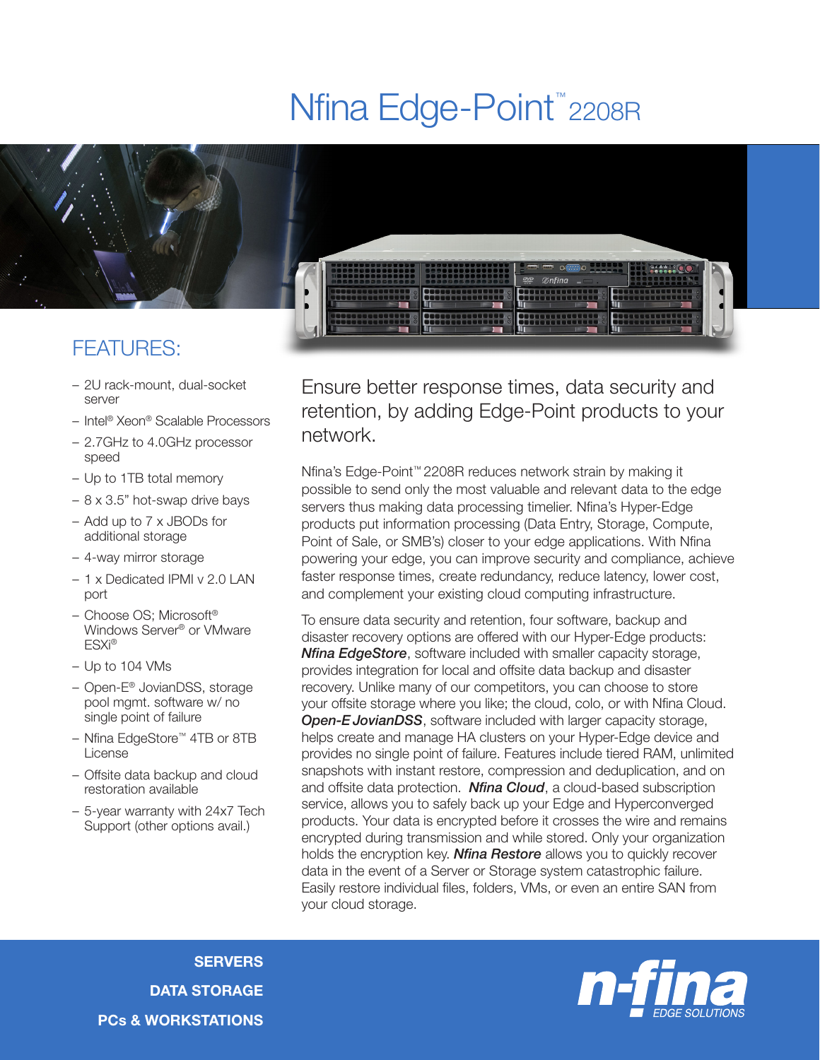# Nfina Edge-Point™ 2208R

## FEATURES:

- 2U rack-mount, dual-socket server
- Intel® Xeon® Scalable Processors
- 2.7GHz to 4.0GHz processor speed
- Up to 1TB total memory
- 8 x 3.5" hot-swap drive bays
- Add up to 7 x JBODs for additional storage
- 4-way mirror storage
- 1 x Dedicated IPMI v 2.0 LAN port
- Choose OS; Microsoft® Windows Server® or VMware ESXi®
- Up to 104 VMs
- Open-E® JovianDSS, storage pool mgmt. software w/ no single point of failure
- Nfina EdgeStore™ 4TB or 8TB License
- Offsite data backup and cloud restoration available
- 5-year warranty with 24x7 Tech Support (other options avail.)

## Ensure better response times, data security and retention, by adding Edge-Point products to your network.

Nfina's Edge-Point™ 2208R reduces network strain by making it possible to send only the most valuable and relevant data to the edge servers thus making data processing timelier. Nfina's Hyper-Edge products put information processing (Data Entry, Storage, Compute, Point of Sale, or SMB's) closer to your edge applications. With Nfina powering your edge, you can improve security and compliance, achieve faster response times, create redundancy, reduce latency, lower cost, and complement your existing cloud computing infrastructure.

To ensure data security and retention, four software, backup and disaster recovery options are offered with our Hyper-Edge products: ***Nfina EdgeStore***, software included with smaller capacity storage, provides integration for local and offsite data backup and disaster recovery. Unlike many of our competitors, you can choose to store your offsite storage where you like; the cloud, colo, or with Nfina Cloud. ***Open-E JovianDSS***, software included with larger capacity storage, helps create and manage HA clusters on your Hyper-Edge device and provides no single point of failure. Features include tiered RAM, unlimited snapshots with instant restore, compression and deduplication, and on and offsite data protection. ***Nfina Cloud***, a cloud-based subscription service, allows you to safely back up your Edge and Hyperconverged products. Your data is encrypted before it crosses the wire and remains encrypted during transmission and while stored. Only your organization holds the encryption key. ***Nfina Restore*** allows you to quickly recover data in the event of a Server or Storage system catastrophic failure. Easily restore individual files, folders, VMs, or even an entire SAN from your cloud storage.

**SERVERS**
**DATA STORAGE**
**PCs & WORKSTATIONS**

n-fina EDGE SOLUTIONS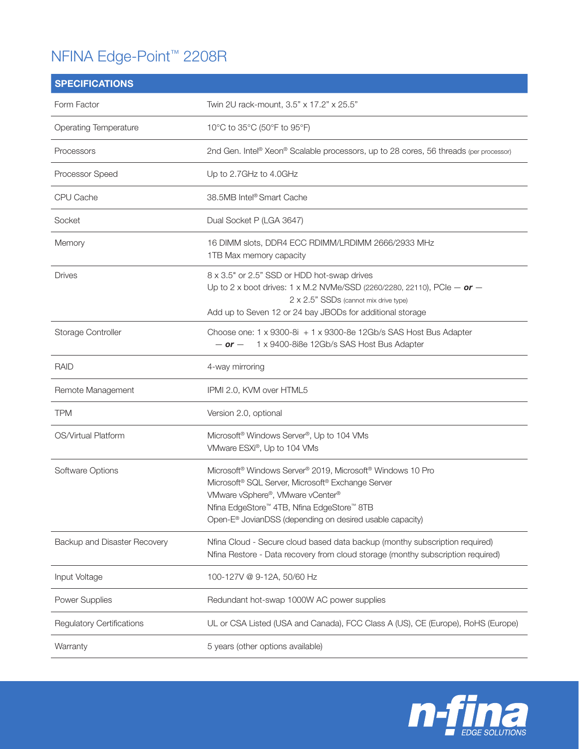# NFINA Edge-Point™ 2208R

| SPECIFICATIONS | |
|---|---|
| Form Factor | Twin 2U rack-mount, 3.5" x 17.2" x 25.5" |
| Operating Temperature | 10°C to 35°C (50°F to 95°F) |
| Processors | 2nd Gen. Intel® Xeon® Scalable processors, up to 28 cores, 56 threads (per processor) |
| Processor Speed | Up to 2.7GHz to 4.0GHz |
| CPU Cache | 38.5MB Intel® Smart Cache |
| Socket | Dual Socket P (LGA 3647) |
| Memory | 16 DIMM slots, DDR4 ECC RDIMM/LRDIMM 2666/2933 MHz<br>1TB Max memory capacity |
| Drives | 8 x 3.5" or 2.5" SSD or HDD hot-swap drives<br>Up to 2 x boot drives: 1 x M.2 NVMe/SSD (2260/2280, 22110), PCIe — ***or*** — 2 x 2.5" SSDs (cannot mix drive type)<br>Add up to Seven 12 or 24 bay JBODs for additional storage |
| Storage Controller | Choose one: 1 x 9300-8i + 1 x 9300-8e 12Gb/s SAS Host Bus Adapter — ***or*** — 1 x 9400-8i8e 12Gb/s SAS Host Bus Adapter |
| RAID | 4-way mirroring |
| Remote Management | IPMI 2.0, KVM over HTML5 |
| TPM | Version 2.0, optional |
| OS/Virtual Platform | Microsoft® Windows Server®, Up to 104 VMs<br>VMware ESXi®, Up to 104 VMs |
| Software Options | Microsoft® Windows Server® 2019, Microsoft® Windows 10 Pro<br>Microsoft® SQL Server, Microsoft® Exchange Server<br>VMware vSphere®, VMware vCenter®<br>Nfina EdgeStore™ 4TB, Nfina EdgeStore™ 8TB<br>Open-E® JovianDSS (depending on desired usable capacity) |
| Backup and Disaster Recovery | Nfina Cloud - Secure cloud based data backup (monthy subscription required)<br>Nfina Restore - Data recovery from cloud storage (monthy subscription required) |
| Input Voltage | 100-127V @ 9-12A, 50/60 Hz |
| Power Supplies | Redundant hot-swap 1000W AC power supplies |
| Regulatory Certifications | UL or CSA Listed (USA and Canada), FCC Class A (US), CE (Europe), RoHS (Europe) |
| Warranty | 5 years (other options available) |

n-fina EDGE SOLUTIONS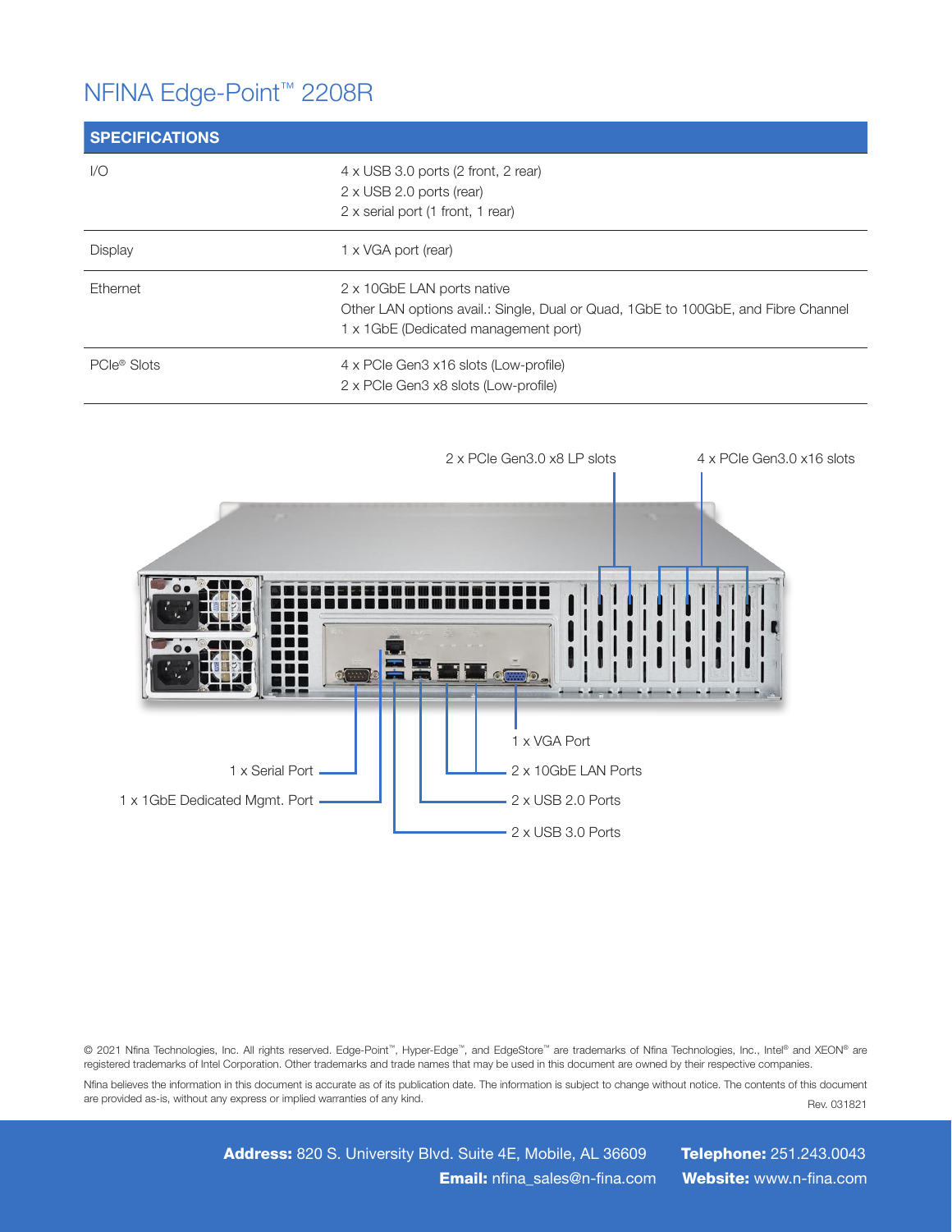# NFINA Edge-Point™ 2208R

| SPECIFICATIONS | |
|---|---|
| I/O | 4 x USB 3.0 ports (2 front, 2 rear)<br>2 x USB 2.0 ports (rear)<br>2 x serial port (1 front, 1 rear) |
| Display | 1 x VGA port (rear) |
| Ethernet | 2 x 10GbE LAN ports native<br>Other LAN options avail.: Single, Dual or Quad, 1GbE to 100GbE, and Fibre Channel<br>1 x 1GbE (Dedicated management port) |
| PCIe® Slots | 4 x PCIe Gen3 x16 slots (Low-profile)<br>2 x PCIe Gen3 x8 slots (Low-profile) |

2 x PCIe Gen3.0 x8 LP slots

4 x PCIe Gen3.0 x16 slots

1 x Serial Port

1 x 1GbE Dedicated Mgmt. Port

1 x VGA Port

2 x 10GbE LAN Ports

2 x USB 2.0 Ports

2 x USB 3.0 Ports

© 2021 Nfina Technologies, Inc. All rights reserved. Edge-Point™, Hyper-Edge™, and EdgeStore™ are trademarks of Nfina Technologies, Inc., Intel® and XEON® are registered trademarks of Intel Corporation. Other trademarks and trade names that may be used in this document are owned by their respective companies.

Nfina believes the information in this document is accurate as of its publication date. The information is subject to change without notice. The contents of this document are provided as-is, without any express or implied warranties of any kind.

Rev. 031821

**Address:** 820 S. University Blvd. Suite 4E, Mobile, AL 36609 **Telephone:** 251.243.0043

**Email:** nfina_sales@n-fina.com **Website:** www.n-fina.com